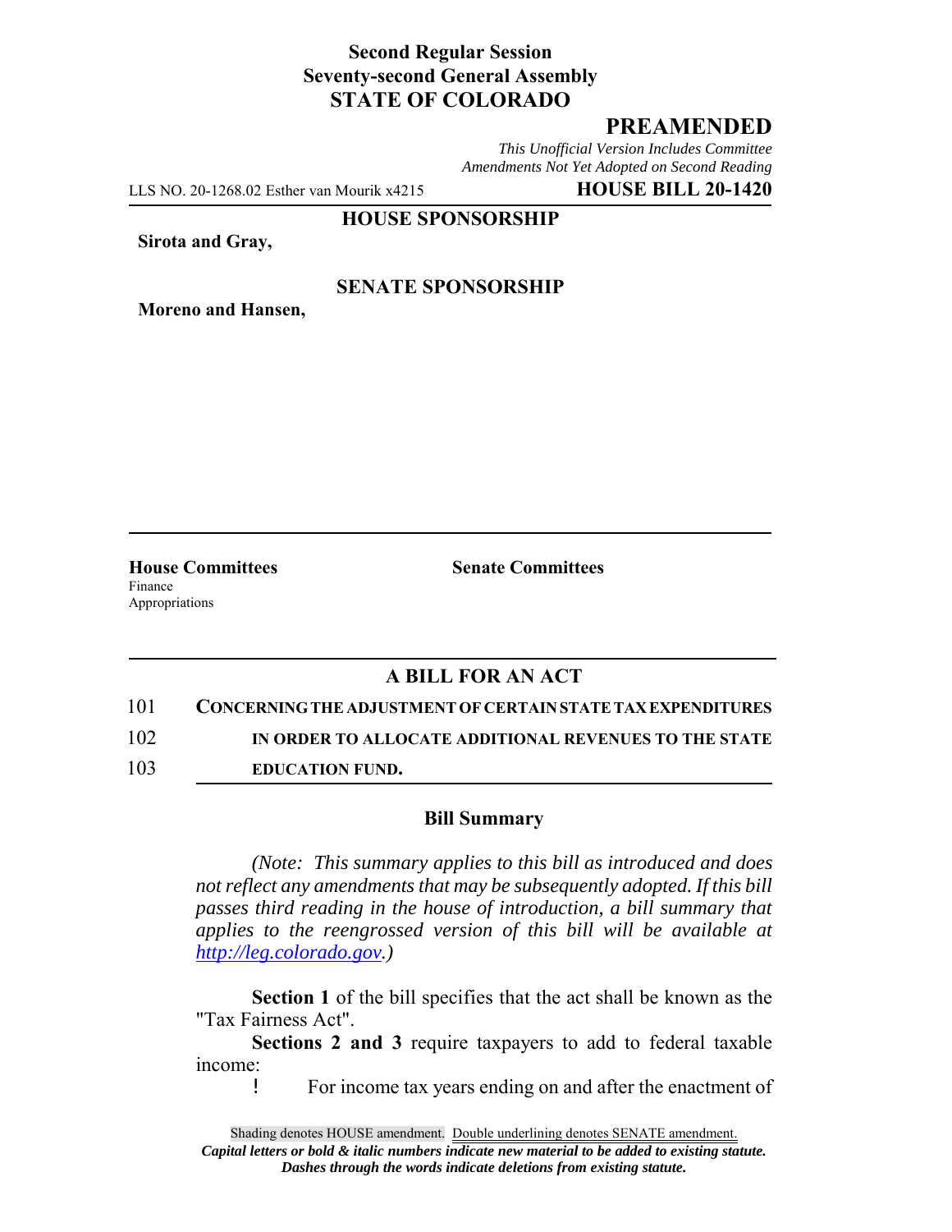**Second Regular Session**
**Seventy-second General Assembly**
**STATE OF COLORADO**

# PREAMENDED

*This Unofficial Version Includes Committee Amendments Not Yet Adopted on Second Reading*

LLS NO. 20-1268.02 Esther van Mourik x4215 **HOUSE BILL 20-1420**

**HOUSE SPONSORSHIP**

**Sirota and Gray,**

**SENATE SPONSORSHIP**

**Moreno and Hansen,**

**House Committees**
Finance
Appropriations

**Senate Committees**

## A BILL FOR AN ACT

101 **CONCERNING THE ADJUSTMENT OF CERTAIN STATE TAX EXPENDITURES**
102 **IN ORDER TO ALLOCATE ADDITIONAL REVENUES TO THE STATE**
103 **EDUCATION FUND.**

### Bill Summary

*(Note: This summary applies to this bill as introduced and does not reflect any amendments that may be subsequently adopted. If this bill passes third reading in the house of introduction, a bill summary that applies to the reengrossed version of this bill will be available at http://leg.colorado.gov.)*

**Section 1** of the bill specifies that the act shall be known as the "Tax Fairness Act".

**Sections 2 and 3** require taxpayers to add to federal taxable income:

- For income tax years ending on and after the enactment of

Shading denotes HOUSE amendment. Double underlining denotes SENATE amendment.
***Capital letters or bold & italic numbers indicate new material to be added to existing statute.***
***Dashes through the words indicate deletions from existing statute.***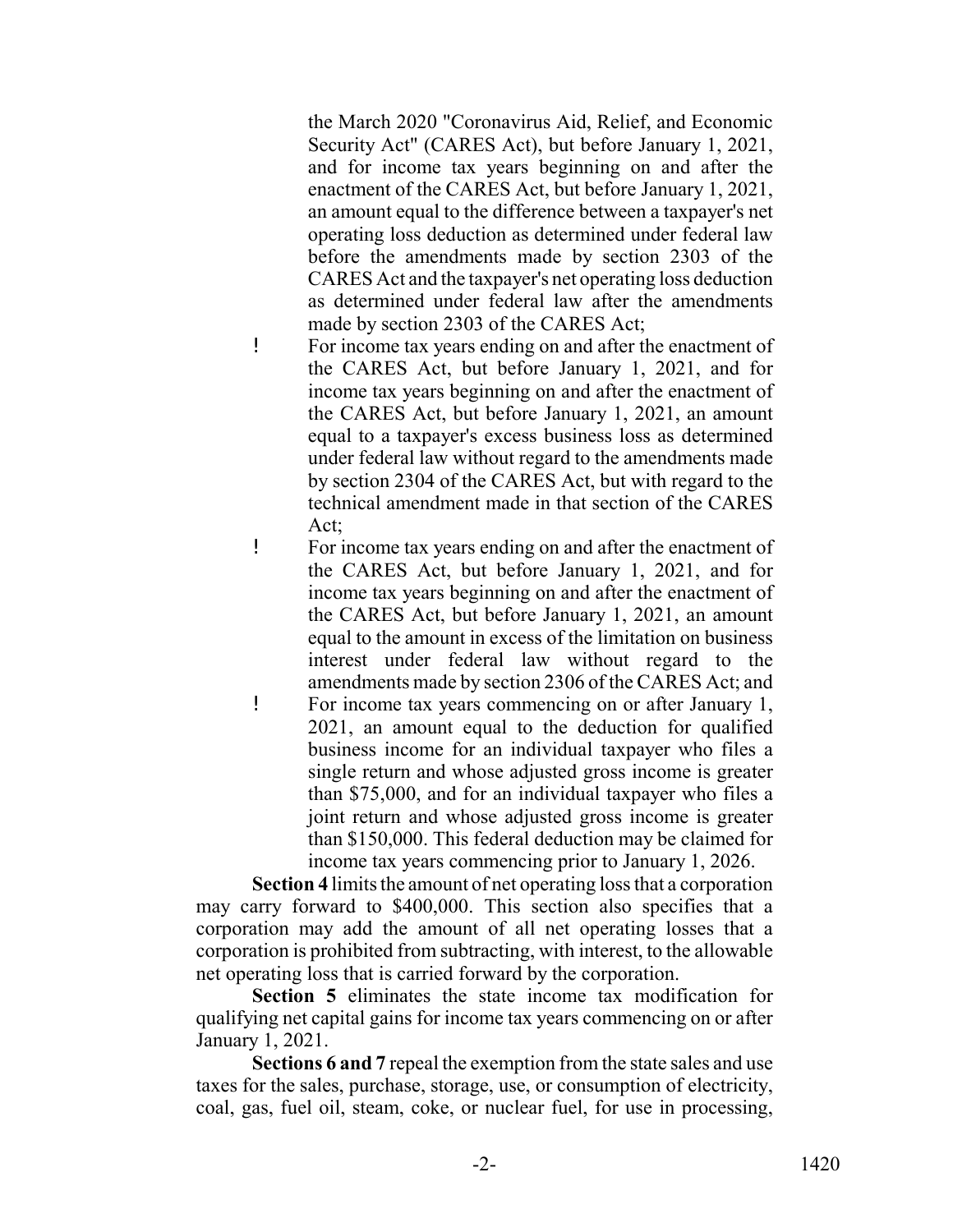the March 2020 "Coronavirus Aid, Relief, and Economic Security Act" (CARES Act), but before January 1, 2021, and for income tax years beginning on and after the enactment of the CARES Act, but before January 1, 2021, an amount equal to the difference between a taxpayer's net operating loss deduction as determined under federal law before the amendments made by section 2303 of the CARES Act and the taxpayer's net operating loss deduction as determined under federal law after the amendments made by section 2303 of the CARES Act;

- For income tax years ending on and after the enactment of the CARES Act, but before January 1, 2021, and for income tax years beginning on and after the enactment of the CARES Act, but before January 1, 2021, an amount equal to a taxpayer's excess business loss as determined under federal law without regard to the amendments made by section 2304 of the CARES Act, but with regard to the technical amendment made in that section of the CARES Act;
- For income tax years ending on and after the enactment of the CARES Act, but before January 1, 2021, and for income tax years beginning on and after the enactment of the CARES Act, but before January 1, 2021, an amount equal to the amount in excess of the limitation on business interest under federal law without regard to the amendments made by section 2306 of the CARES Act; and
- For income tax years commencing on or after January 1, 2021, an amount equal to the deduction for qualified business income for an individual taxpayer who files a single return and whose adjusted gross income is greater than \$75,000, and for an individual taxpayer who files a joint return and whose adjusted gross income is greater than \$150,000. This federal deduction may be claimed for income tax years commencing prior to January 1, 2026.

**Section 4** limits the amount of net operating loss that a corporation may carry forward to \$400,000. This section also specifies that a corporation may add the amount of all net operating losses that a corporation is prohibited from subtracting, with interest, to the allowable net operating loss that is carried forward by the corporation.

**Section 5** eliminates the state income tax modification for qualifying net capital gains for income tax years commencing on or after January 1, 2021.

**Sections 6 and 7** repeal the exemption from the state sales and use taxes for the sales, purchase, storage, use, or consumption of electricity, coal, gas, fuel oil, steam, coke, or nuclear fuel, for use in processing,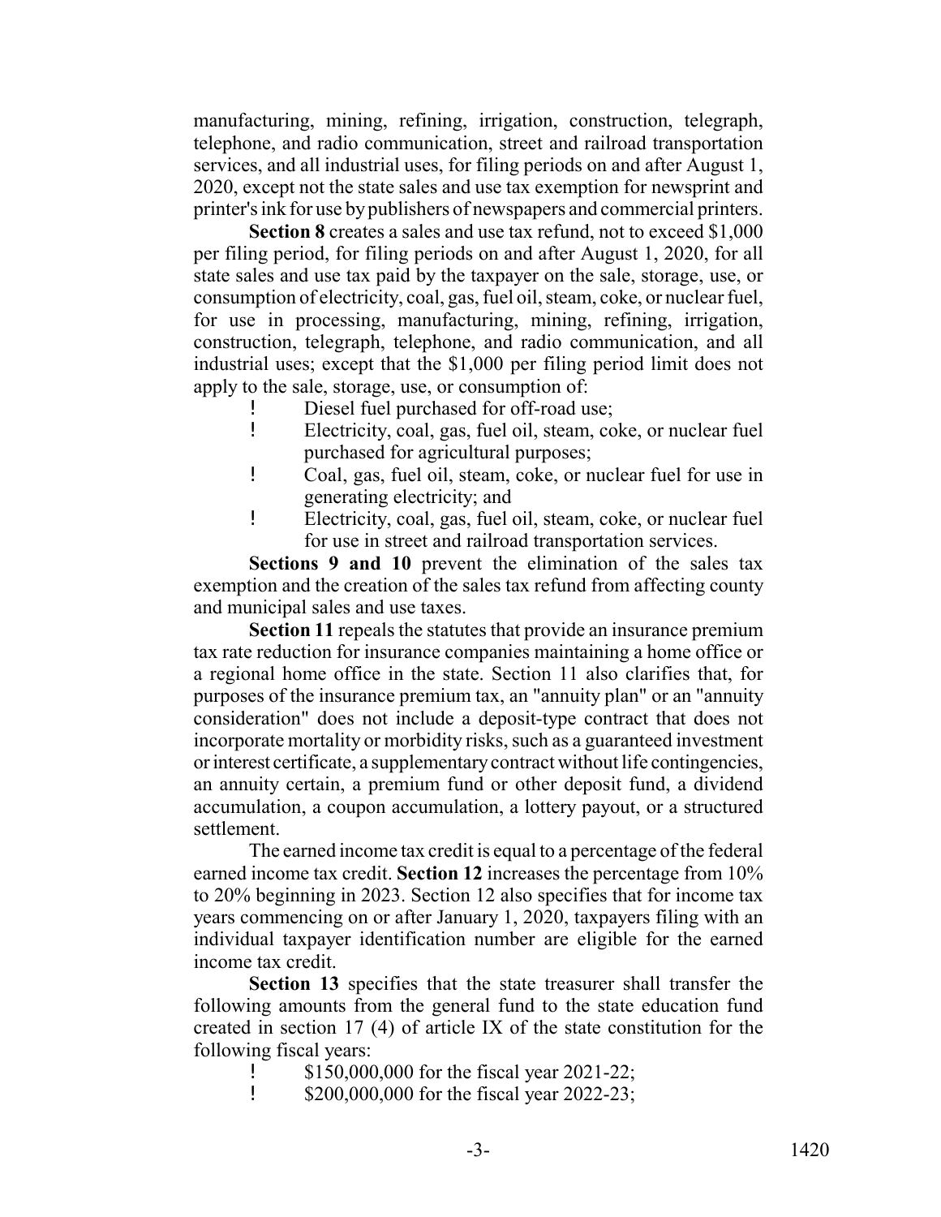manufacturing, mining, refining, irrigation, construction, telegraph, telephone, and radio communication, street and railroad transportation services, and all industrial uses, for filing periods on and after August 1, 2020, except not the state sales and use tax exemption for newsprint and printer's ink for use by publishers of newspapers and commercial printers.

**Section 8** creates a sales and use tax refund, not to exceed $1,000 per filing period, for filing periods on and after August 1, 2020, for all state sales and use tax paid by the taxpayer on the sale, storage, use, or consumption of electricity, coal, gas, fuel oil, steam, coke, or nuclear fuel, for use in processing, manufacturing, mining, refining, irrigation, construction, telegraph, telephone, and radio communication, and all industrial uses; except that the $1,000 per filing period limit does not apply to the sale, storage, use, or consumption of:

- Diesel fuel purchased for off-road use;
- Electricity, coal, gas, fuel oil, steam, coke, or nuclear fuel purchased for agricultural purposes;
- Coal, gas, fuel oil, steam, coke, or nuclear fuel for use in generating electricity; and
- Electricity, coal, gas, fuel oil, steam, coke, or nuclear fuel for use in street and railroad transportation services.

**Sections 9 and 10** prevent the elimination of the sales tax exemption and the creation of the sales tax refund from affecting county and municipal sales and use taxes.

**Section 11** repeals the statutes that provide an insurance premium tax rate reduction for insurance companies maintaining a home office or a regional home office in the state. Section 11 also clarifies that, for purposes of the insurance premium tax, an "annuity plan" or an "annuity consideration" does not include a deposit-type contract that does not incorporate mortality or morbidity risks, such as a guaranteed investment or interest certificate, a supplementary contract without life contingencies, an annuity certain, a premium fund or other deposit fund, a dividend accumulation, a coupon accumulation, a lottery payout, or a structured settlement.

The earned income tax credit is equal to a percentage of the federal earned income tax credit. **Section 12** increases the percentage from 10% to 20% beginning in 2023. Section 12 also specifies that for income tax years commencing on or after January 1, 2020, taxpayers filing with an individual taxpayer identification number are eligible for the earned income tax credit.

**Section 13** specifies that the state treasurer shall transfer the following amounts from the general fund to the state education fund created in section 17 (4) of article IX of the state constitution for the following fiscal years:

- $150,000,000 for the fiscal year 2021-22;
- $200,000,000 for the fiscal year 2022-23;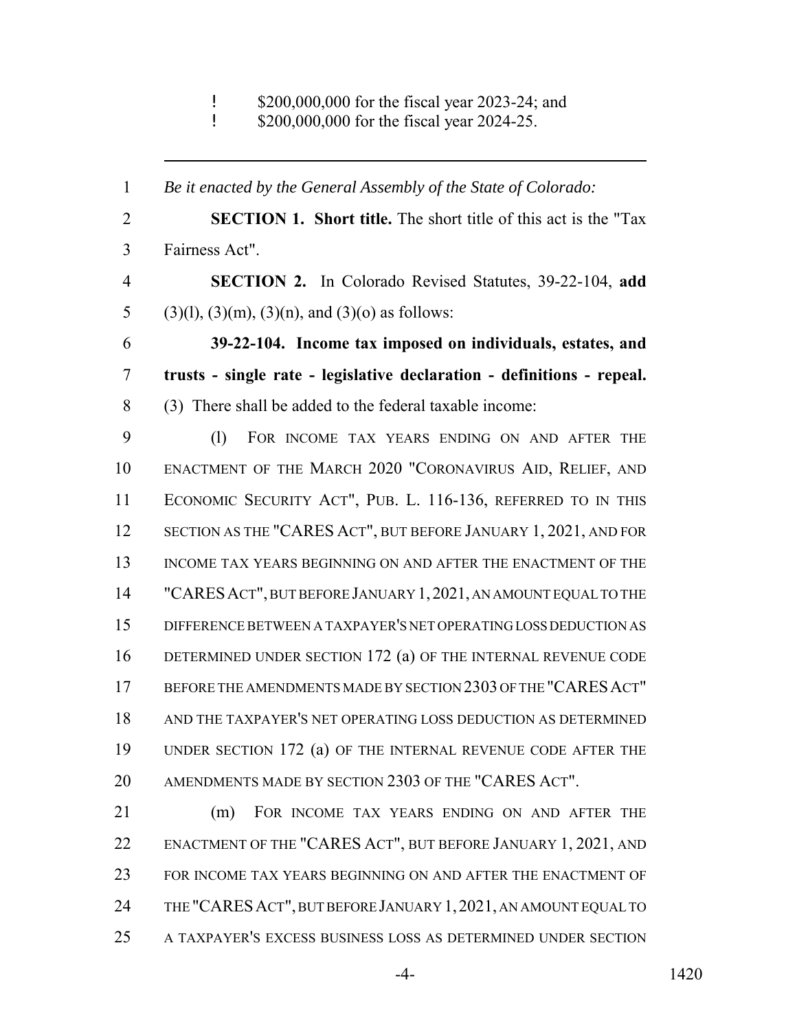- $200,000,000 for the fiscal year 2023-24; and
- $200,000,000 for the fiscal year 2024-25.

---

*Be it enacted by the General Assembly of the State of Colorado:*

**SECTION 1. Short title.** The short title of this act is the "Tax Fairness Act".

**SECTION 2.** In Colorado Revised Statutes, 39-22-104, **add** (3)(l), (3)(m), (3)(n), and (3)(o) as follows:

**39-22-104. Income tax imposed on individuals, estates, and trusts - single rate - legislative declaration - definitions - repeal.** (3) There shall be added to the federal taxable income:

(l) FOR INCOME TAX YEARS ENDING ON AND AFTER THE ENACTMENT OF THE MARCH 2020 "CORONAVIRUS AID, RELIEF, AND ECONOMIC SECURITY ACT", PUB. L. 116-136, REFERRED TO IN THIS SECTION AS THE "CARES ACT", BUT BEFORE JANUARY 1, 2021, AND FOR INCOME TAX YEARS BEGINNING ON AND AFTER THE ENACTMENT OF THE "CARES ACT", BUT BEFORE JANUARY 1, 2021, AN AMOUNT EQUAL TO THE DIFFERENCE BETWEEN A TAXPAYER'S NET OPERATING LOSS DEDUCTION AS DETERMINED UNDER SECTION 172 (a) OF THE INTERNAL REVENUE CODE BEFORE THE AMENDMENTS MADE BY SECTION 2303 OF THE "CARES ACT" AND THE TAXPAYER'S NET OPERATING LOSS DEDUCTION AS DETERMINED UNDER SECTION 172 (a) OF THE INTERNAL REVENUE CODE AFTER THE AMENDMENTS MADE BY SECTION 2303 OF THE "CARES ACT".

(m) FOR INCOME TAX YEARS ENDING ON AND AFTER THE ENACTMENT OF THE "CARES ACT", BUT BEFORE JANUARY 1, 2021, AND FOR INCOME TAX YEARS BEGINNING ON AND AFTER THE ENACTMENT OF THE "CARES ACT", BUT BEFORE JANUARY 1, 2021, AN AMOUNT EQUAL TO A TAXPAYER'S EXCESS BUSINESS LOSS AS DETERMINED UNDER SECTION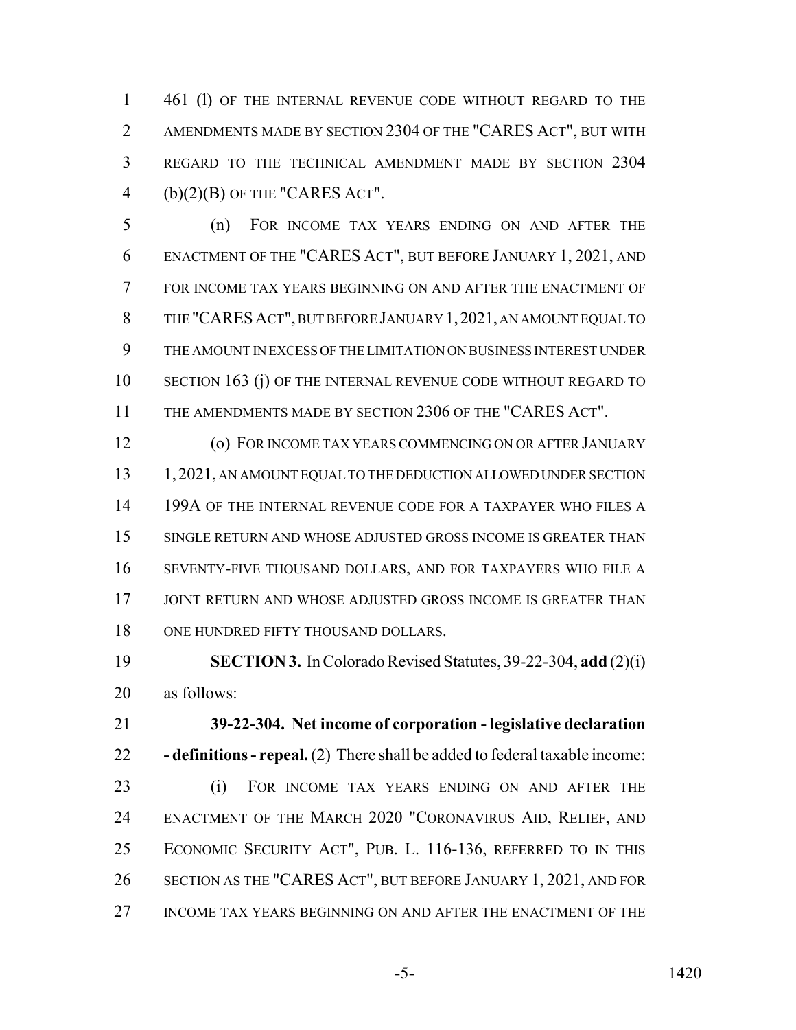461 (l) OF THE INTERNAL REVENUE CODE WITHOUT REGARD TO THE AMENDMENTS MADE BY SECTION 2304 OF THE "CARES ACT", BUT WITH REGARD TO THE TECHNICAL AMENDMENT MADE BY SECTION 2304 (b)(2)(B) OF THE "CARES ACT".

(n) FOR INCOME TAX YEARS ENDING ON AND AFTER THE ENACTMENT OF THE "CARES ACT", BUT BEFORE JANUARY 1, 2021, AND FOR INCOME TAX YEARS BEGINNING ON AND AFTER THE ENACTMENT OF THE "CARES ACT", BUT BEFORE JANUARY 1, 2021, AN AMOUNT EQUAL TO THE AMOUNT IN EXCESS OF THE LIMITATION ON BUSINESS INTEREST UNDER SECTION 163 (j) OF THE INTERNAL REVENUE CODE WITHOUT REGARD TO THE AMENDMENTS MADE BY SECTION 2306 OF THE "CARES ACT".

(o) FOR INCOME TAX YEARS COMMENCING ON OR AFTER JANUARY 1, 2021, AN AMOUNT EQUAL TO THE DEDUCTION ALLOWED UNDER SECTION 199A OF THE INTERNAL REVENUE CODE FOR A TAXPAYER WHO FILES A SINGLE RETURN AND WHOSE ADJUSTED GROSS INCOME IS GREATER THAN SEVENTY-FIVE THOUSAND DOLLARS, AND FOR TAXPAYERS WHO FILE A JOINT RETURN AND WHOSE ADJUSTED GROSS INCOME IS GREATER THAN ONE HUNDRED FIFTY THOUSAND DOLLARS.

**SECTION 3.** In Colorado Revised Statutes, 39-22-304, **add** (2)(i) as follows:

**39-22-304. Net income of corporation - legislative declaration - definitions - repeal.** (2) There shall be added to federal taxable income:

(i) FOR INCOME TAX YEARS ENDING ON AND AFTER THE ENACTMENT OF THE MARCH 2020 "CORONAVIRUS AID, RELIEF, AND ECONOMIC SECURITY ACT", PUB. L. 116-136, REFERRED TO IN THIS SECTION AS THE "CARES ACT", BUT BEFORE JANUARY 1, 2021, AND FOR INCOME TAX YEARS BEGINNING ON AND AFTER THE ENACTMENT OF THE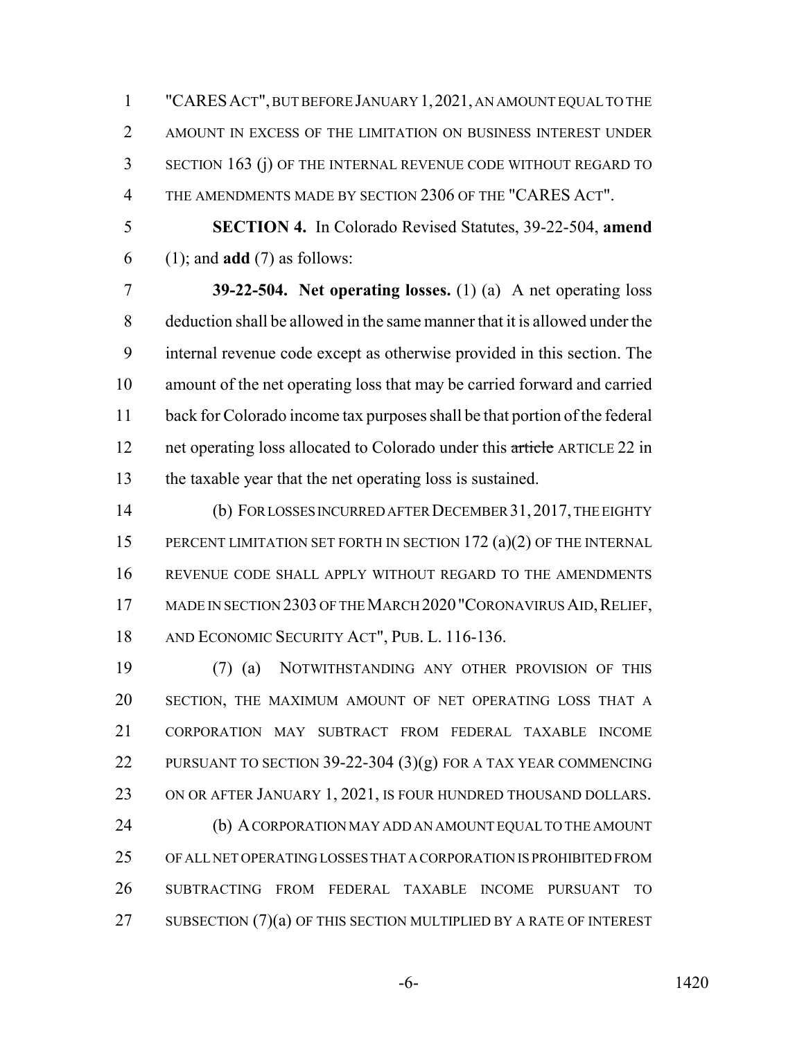"CARES ACT", BUT BEFORE JANUARY 1, 2021, AN AMOUNT EQUAL TO THE AMOUNT IN EXCESS OF THE LIMITATION ON BUSINESS INTEREST UNDER SECTION 163 (j) OF THE INTERNAL REVENUE CODE WITHOUT REGARD TO THE AMENDMENTS MADE BY SECTION 2306 OF THE "CARES ACT".

**SECTION 4.** In Colorado Revised Statutes, 39-22-504, **amend** (1); and **add** (7) as follows:

**39-22-504. Net operating losses.** (1) (a) A net operating loss deduction shall be allowed in the same manner that it is allowed under the internal revenue code except as otherwise provided in this section. The amount of the net operating loss that may be carried forward and carried back for Colorado income tax purposes shall be that portion of the federal net operating loss allocated to Colorado under this ~~article~~ ARTICLE 22 in the taxable year that the net operating loss is sustained.

(b) FOR LOSSES INCURRED AFTER DECEMBER 31, 2017, THE EIGHTY PERCENT LIMITATION SET FORTH IN SECTION 172 (a)(2) OF THE INTERNAL REVENUE CODE SHALL APPLY WITHOUT REGARD TO THE AMENDMENTS MADE IN SECTION 2303 OF THE MARCH 2020 "CORONAVIRUS AID, RELIEF, AND ECONOMIC SECURITY ACT", PUB. L. 116-136.

(7) (a) NOTWITHSTANDING ANY OTHER PROVISION OF THIS SECTION, THE MAXIMUM AMOUNT OF NET OPERATING LOSS THAT A CORPORATION MAY SUBTRACT FROM FEDERAL TAXABLE INCOME PURSUANT TO SECTION 39-22-304 (3)(g) FOR A TAX YEAR COMMENCING ON OR AFTER JANUARY 1, 2021, IS FOUR HUNDRED THOUSAND DOLLARS.

(b) A CORPORATION MAY ADD AN AMOUNT EQUAL TO THE AMOUNT OF ALL NET OPERATING LOSSES THAT A CORPORATION IS PROHIBITED FROM SUBTRACTING FROM FEDERAL TAXABLE INCOME PURSUANT TO SUBSECTION (7)(a) OF THIS SECTION MULTIPLIED BY A RATE OF INTEREST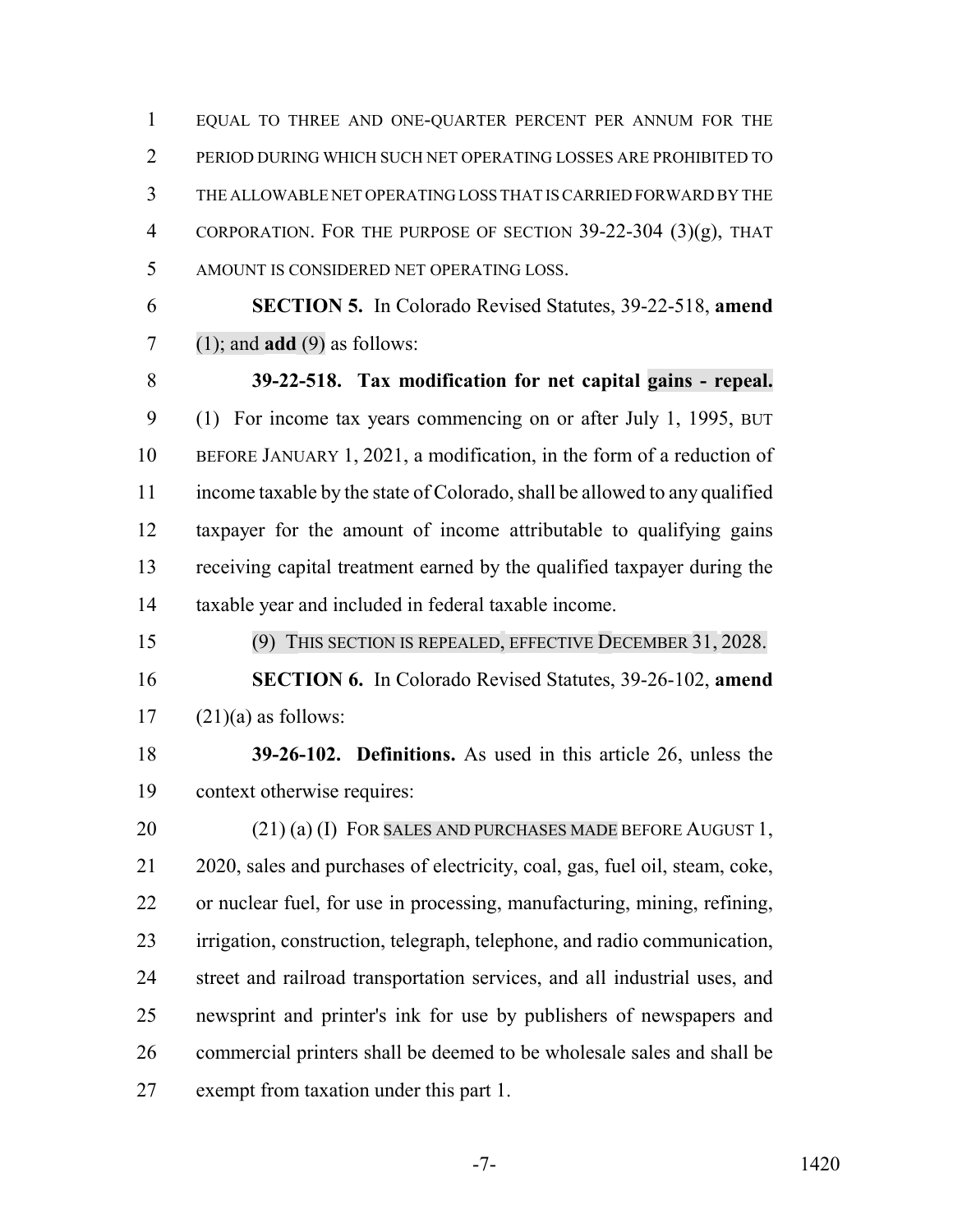EQUAL TO THREE AND ONE-QUARTER PERCENT PER ANNUM FOR THE PERIOD DURING WHICH SUCH NET OPERATING LOSSES ARE PROHIBITED TO THE ALLOWABLE NET OPERATING LOSS THAT IS CARRIED FORWARD BY THE CORPORATION. FOR THE PURPOSE OF SECTION 39-22-304 (3)(g), THAT AMOUNT IS CONSIDERED NET OPERATING LOSS.

**SECTION 5.** In Colorado Revised Statutes, 39-22-518, **amend** (1); and **add** (9) as follows:

**39-22-518. Tax modification for net capital gains - repeal.** (1) For income tax years commencing on or after July 1, 1995, BUT BEFORE JANUARY 1, 2021, a modification, in the form of a reduction of income taxable by the state of Colorado, shall be allowed to any qualified taxpayer for the amount of income attributable to qualifying gains receiving capital treatment earned by the qualified taxpayer during the taxable year and included in federal taxable income.

(9) THIS SECTION IS REPEALED, EFFECTIVE DECEMBER 31, 2028.

**SECTION 6.** In Colorado Revised Statutes, 39-26-102, **amend** (21)(a) as follows:

**39-26-102. Definitions.** As used in this article 26, unless the context otherwise requires:

(21) (a) (I) FOR SALES AND PURCHASES MADE BEFORE AUGUST 1, 2020, sales and purchases of electricity, coal, gas, fuel oil, steam, coke, or nuclear fuel, for use in processing, manufacturing, mining, refining, irrigation, construction, telegraph, telephone, and radio communication, street and railroad transportation services, and all industrial uses, and newsprint and printer's ink for use by publishers of newspapers and commercial printers shall be deemed to be wholesale sales and shall be exempt from taxation under this part 1.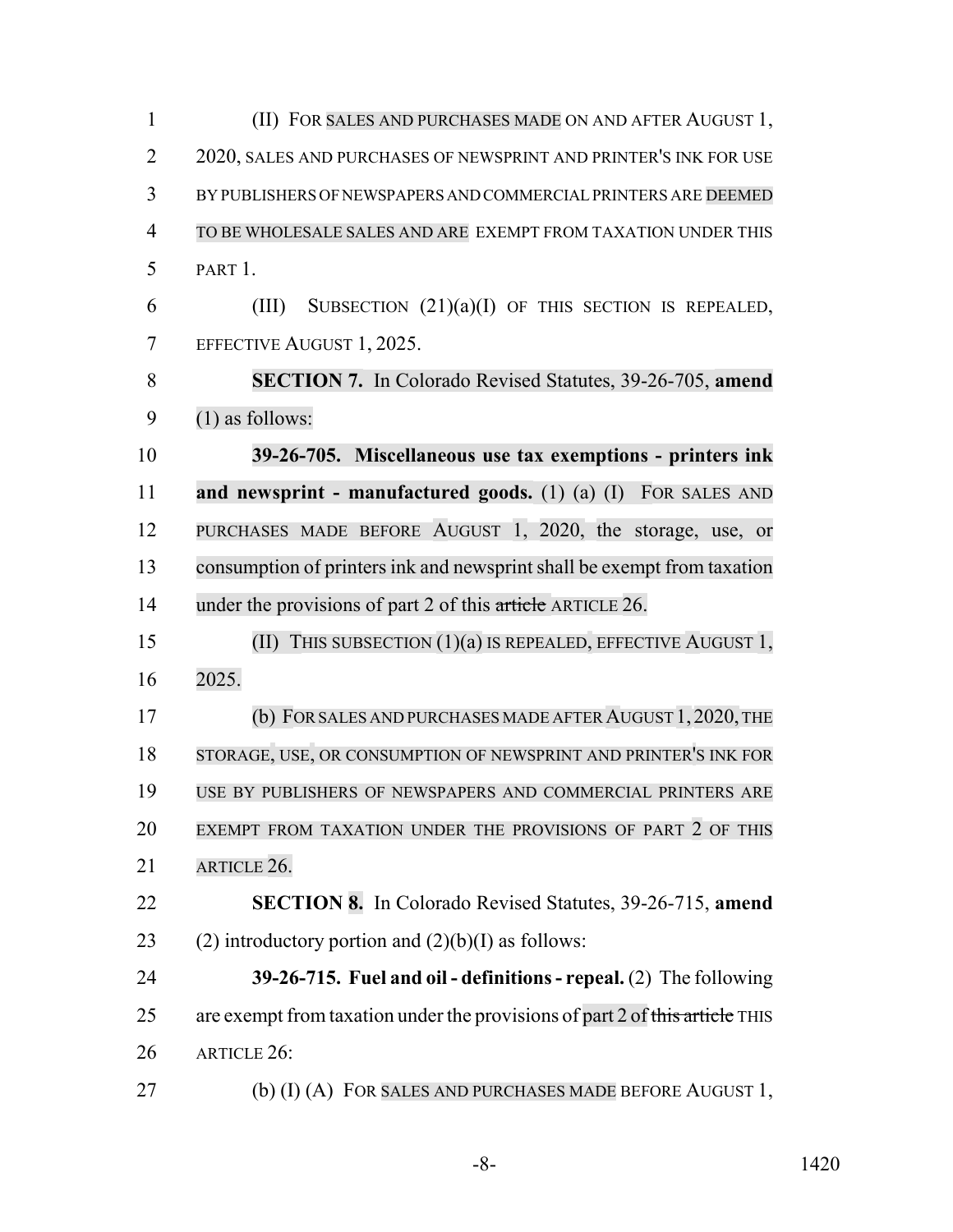(II) FOR SALES AND PURCHASES MADE ON AND AFTER AUGUST 1, 2020, SALES AND PURCHASES OF NEWSPRINT AND PRINTER'S INK FOR USE BY PUBLISHERS OF NEWSPAPERS AND COMMERCIAL PRINTERS ARE DEEMED TO BE WHOLESALE SALES AND ARE EXEMPT FROM TAXATION UNDER THIS PART 1.

(III) SUBSECTION (21)(a)(I) OF THIS SECTION IS REPEALED, EFFECTIVE AUGUST 1, 2025.

**SECTION 7.** In Colorado Revised Statutes, 39-26-705, **amend** (1) as follows:

**39-26-705. Miscellaneous use tax exemptions - printers ink and newsprint - manufactured goods.** (1) (a) (I) FOR SALES AND PURCHASES MADE BEFORE AUGUST 1, 2020, the storage, use, or consumption of printers ink and newsprint shall be exempt from taxation under the provisions of part 2 of this ~~article~~ ARTICLE 26.

(II) THIS SUBSECTION (1)(a) IS REPEALED, EFFECTIVE AUGUST 1, 2025.

(b) FOR SALES AND PURCHASES MADE AFTER AUGUST 1, 2020, THE STORAGE, USE, OR CONSUMPTION OF NEWSPRINT AND PRINTER'S INK FOR USE BY PUBLISHERS OF NEWSPAPERS AND COMMERCIAL PRINTERS ARE EXEMPT FROM TAXATION UNDER THE PROVISIONS OF PART 2 OF THIS ARTICLE 26.

**SECTION 8.** In Colorado Revised Statutes, 39-26-715, **amend** (2) introductory portion and (2)(b)(I) as follows:

**39-26-715. Fuel and oil - definitions - repeal.** (2) The following are exempt from taxation under the provisions of part 2 of ~~this article~~ THIS ARTICLE 26:

(b) (I) (A) FOR SALES AND PURCHASES MADE BEFORE AUGUST 1,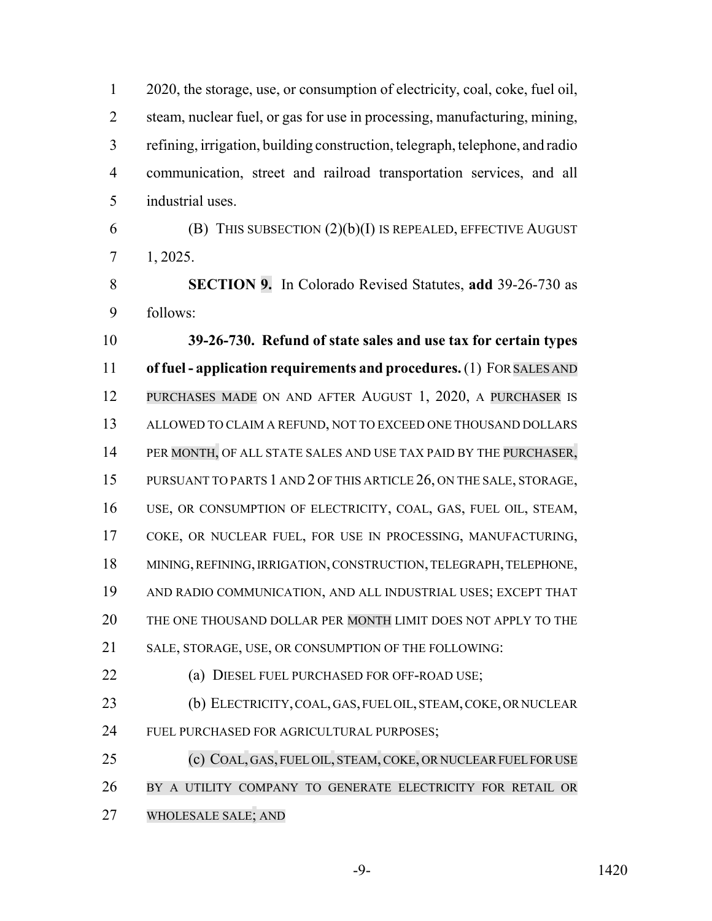2020, the storage, use, or consumption of electricity, coal, coke, fuel oil, steam, nuclear fuel, or gas for use in processing, manufacturing, mining, refining, irrigation, building construction, telegraph, telephone, and radio communication, street and railroad transportation services, and all industrial uses.

(B) THIS SUBSECTION (2)(b)(I) IS REPEALED, EFFECTIVE AUGUST 1, 2025.

**SECTION 9.** In Colorado Revised Statutes, **add** 39-26-730 as follows:

**39-26-730. Refund of state sales and use tax for certain types of fuel - application requirements and procedures.** (1) FOR SALES AND PURCHASES MADE ON AND AFTER AUGUST 1, 2020, A PURCHASER IS ALLOWED TO CLAIM A REFUND, NOT TO EXCEED ONE THOUSAND DOLLARS PER MONTH, OF ALL STATE SALES AND USE TAX PAID BY THE PURCHASER, PURSUANT TO PARTS 1 AND 2 OF THIS ARTICLE 26, ON THE SALE, STORAGE, USE, OR CONSUMPTION OF ELECTRICITY, COAL, GAS, FUEL OIL, STEAM, COKE, OR NUCLEAR FUEL, FOR USE IN PROCESSING, MANUFACTURING, MINING, REFINING, IRRIGATION, CONSTRUCTION, TELEGRAPH, TELEPHONE, AND RADIO COMMUNICATION, AND ALL INDUSTRIAL USES; EXCEPT THAT THE ONE THOUSAND DOLLAR PER MONTH LIMIT DOES NOT APPLY TO THE SALE, STORAGE, USE, OR CONSUMPTION OF THE FOLLOWING:

(a) DIESEL FUEL PURCHASED FOR OFF-ROAD USE;

(b) ELECTRICITY, COAL, GAS, FUEL OIL, STEAM, COKE, OR NUCLEAR FUEL PURCHASED FOR AGRICULTURAL PURPOSES;

(c) COAL, GAS, FUEL OIL, STEAM, COKE, OR NUCLEAR FUEL FOR USE BY A UTILITY COMPANY TO GENERATE ELECTRICITY FOR RETAIL OR WHOLESALE SALE; AND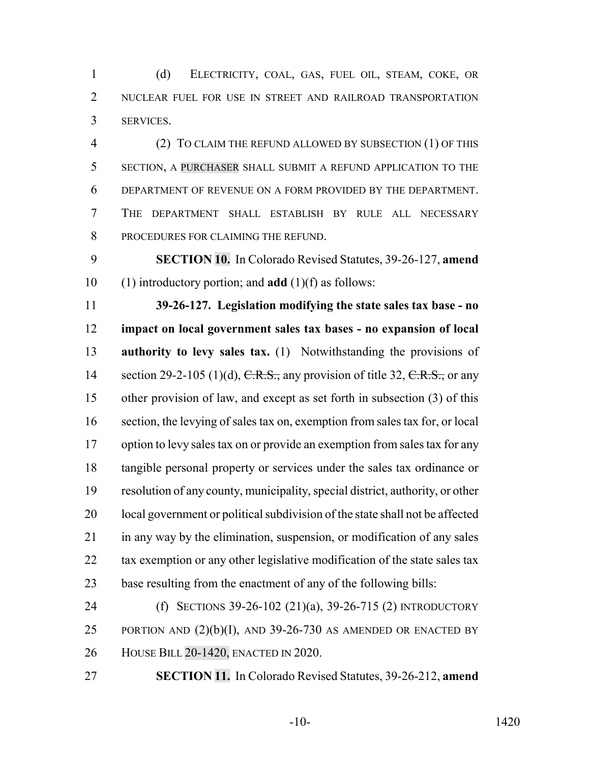(d) ELECTRICITY, COAL, GAS, FUEL OIL, STEAM, COKE, OR NUCLEAR FUEL FOR USE IN STREET AND RAILROAD TRANSPORTATION SERVICES.

(2) TO CLAIM THE REFUND ALLOWED BY SUBSECTION (1) OF THIS SECTION, A PURCHASER SHALL SUBMIT A REFUND APPLICATION TO THE DEPARTMENT OF REVENUE ON A FORM PROVIDED BY THE DEPARTMENT. THE DEPARTMENT SHALL ESTABLISH BY RULE ALL NECESSARY PROCEDURES FOR CLAIMING THE REFUND.

**SECTION 10.** In Colorado Revised Statutes, 39-26-127, **amend** (1) introductory portion; and **add** (1)(f) as follows:

**39-26-127. Legislation modifying the state sales tax base - no impact on local government sales tax bases - no expansion of local authority to levy sales tax.** (1) Notwithstanding the provisions of section 29-2-105 (1)(d), ~~C.R.S.,~~ any provision of title 32, ~~C.R.S.,~~ or any other provision of law, and except as set forth in subsection (3) of this section, the levying of sales tax on, exemption from sales tax for, or local option to levy sales tax on or provide an exemption from sales tax for any tangible personal property or services under the sales tax ordinance or resolution of any county, municipality, special district, authority, or other local government or political subdivision of the state shall not be affected in any way by the elimination, suspension, or modification of any sales tax exemption or any other legislative modification of the state sales tax base resulting from the enactment of any of the following bills:

(f) SECTIONS 39-26-102 (21)(a), 39-26-715 (2) INTRODUCTORY PORTION AND (2)(b)(I), AND 39-26-730 AS AMENDED OR ENACTED BY HOUSE BILL 20-1420, ENACTED IN 2020.

**SECTION 11.** In Colorado Revised Statutes, 39-26-212, **amend**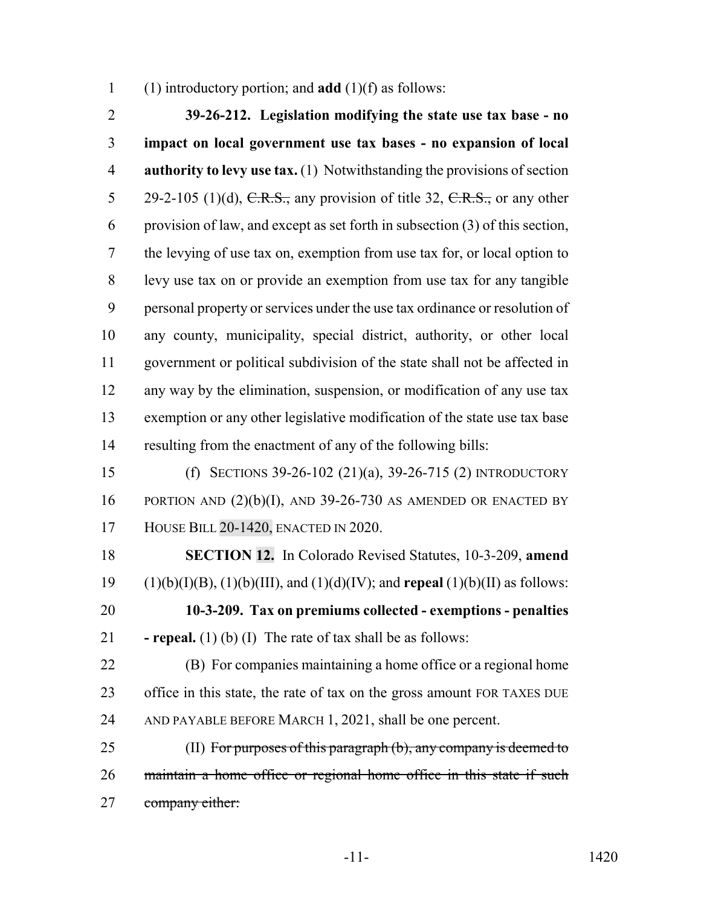(1) introductory portion; and **add** (1)(f) as follows:

**39-26-212. Legislation modifying the state use tax base - no impact on local government use tax bases - no expansion of local authority to levy use tax.** (1) Notwithstanding the provisions of section 29-2-105 (1)(d), ~~C.R.S.,~~ any provision of title 32, ~~C.R.S.,~~ or any other provision of law, and except as set forth in subsection (3) of this section, the levying of use tax on, exemption from use tax for, or local option to levy use tax on or provide an exemption from use tax for any tangible personal property or services under the use tax ordinance or resolution of any county, municipality, special district, authority, or other local government or political subdivision of the state shall not be affected in any way by the elimination, suspension, or modification of any use tax exemption or any other legislative modification of the state use tax base resulting from the enactment of any of the following bills:

(f) SECTIONS 39-26-102 (21)(a), 39-26-715 (2) INTRODUCTORY PORTION AND (2)(b)(I), AND 39-26-730 AS AMENDED OR ENACTED BY HOUSE BILL 20-1420, ENACTED IN 2020.

**SECTION 12.** In Colorado Revised Statutes, 10-3-209, **amend** (1)(b)(I)(B), (1)(b)(III), and (1)(d)(IV); and **repeal** (1)(b)(II) as follows:

**10-3-209. Tax on premiums collected - exemptions - penalties - repeal.** (1) (b) (I) The rate of tax shall be as follows:

(B) For companies maintaining a home office or a regional home office in this state, the rate of tax on the gross amount FOR TAXES DUE AND PAYABLE BEFORE MARCH 1, 2021, shall be one percent.

(II) ~~For purposes of this paragraph (b), any company is deemed to maintain a home office or regional home office in this state if such company either:~~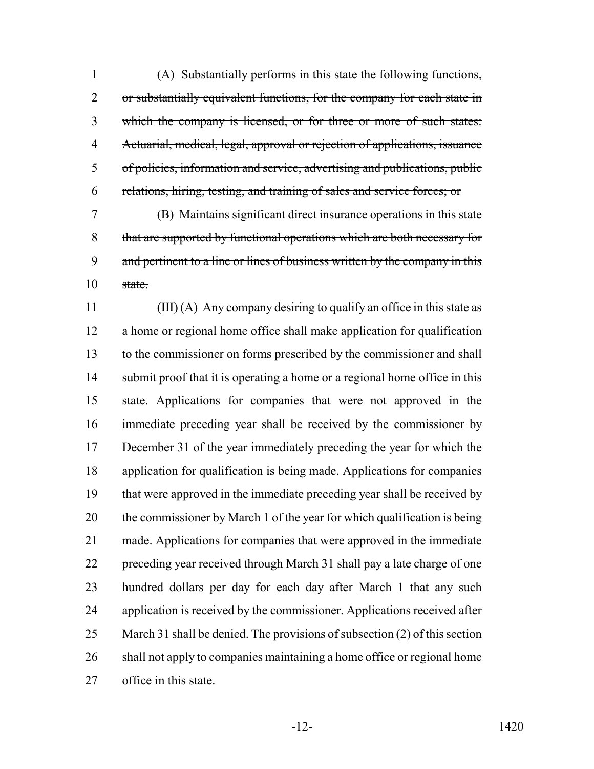~~(A) Substantially performs in this state the following functions, or substantially equivalent functions, for the company for each state in which the company is licensed, or for three or more of such states: Actuarial, medical, legal, approval or rejection of applications, issuance of policies, information and service, advertising and publications, public relations, hiring, testing, and training of sales and service forces; or~~

~~(B) Maintains significant direct insurance operations in this state that are supported by functional operations which are both necessary for and pertinent to a line or lines of business written by the company in this state.~~

(III) (A) Any company desiring to qualify an office in this state as a home or regional home office shall make application for qualification to the commissioner on forms prescribed by the commissioner and shall submit proof that it is operating a home or a regional home office in this state. Applications for companies that were not approved in the immediate preceding year shall be received by the commissioner by December 31 of the year immediately preceding the year for which the application for qualification is being made. Applications for companies that were approved in the immediate preceding year shall be received by the commissioner by March 1 of the year for which qualification is being made. Applications for companies that were approved in the immediate preceding year received through March 31 shall pay a late charge of one hundred dollars per day for each day after March 1 that any such application is received by the commissioner. Applications received after March 31 shall be denied. The provisions of subsection (2) of this section shall not apply to companies maintaining a home office or regional home office in this state.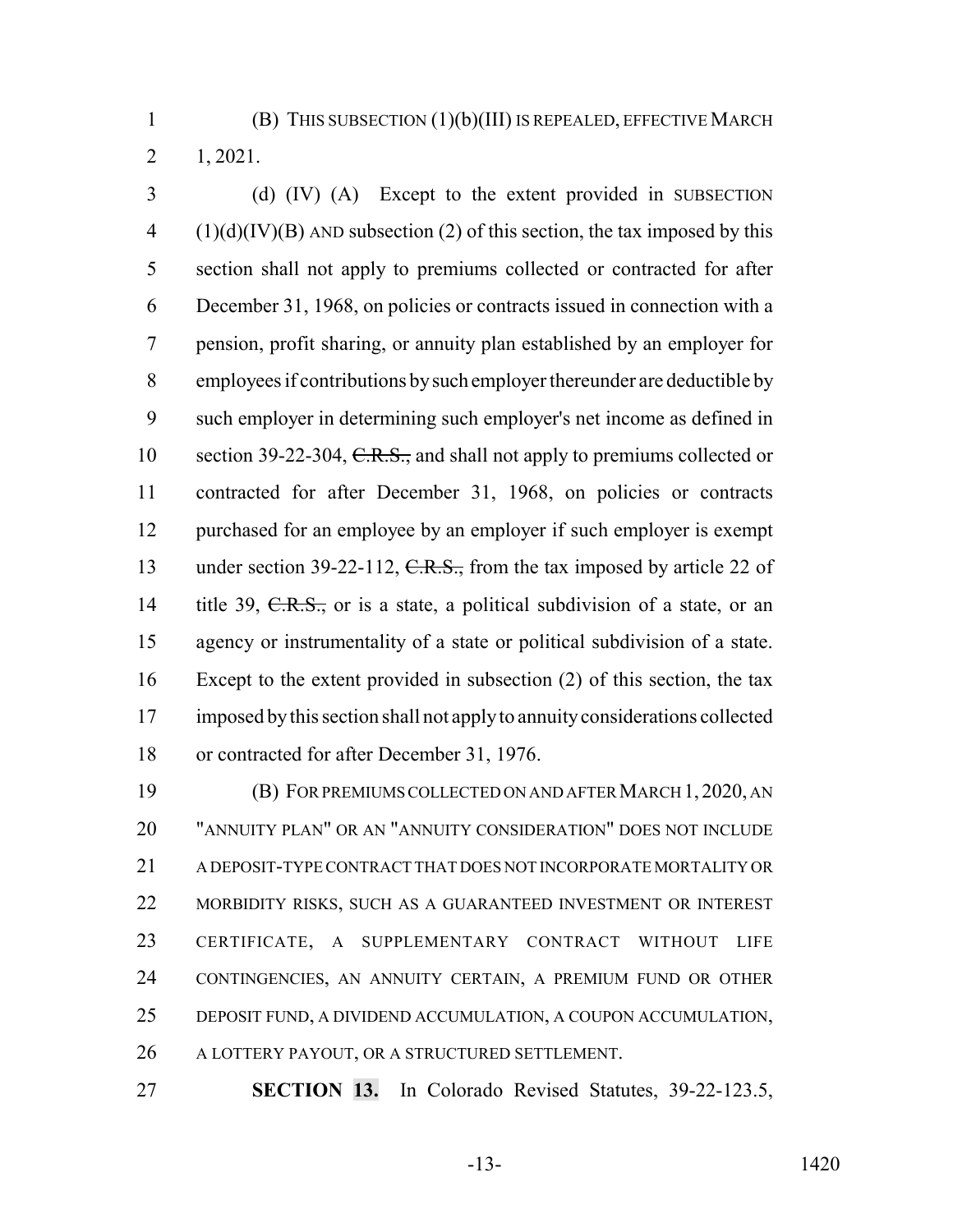(B) THIS SUBSECTION (1)(b)(III) IS REPEALED, EFFECTIVE MARCH 1, 2021.

(d) (IV) (A) Except to the extent provided in SUBSECTION (1)(d)(IV)(B) AND subsection (2) of this section, the tax imposed by this section shall not apply to premiums collected or contracted for after December 31, 1968, on policies or contracts issued in connection with a pension, profit sharing, or annuity plan established by an employer for employees if contributions by such employer thereunder are deductible by such employer in determining such employer's net income as defined in section 39-22-304, ~~C.R.S.,~~ and shall not apply to premiums collected or contracted for after December 31, 1968, on policies or contracts purchased for an employee by an employer if such employer is exempt under section 39-22-112, ~~C.R.S.,~~ from the tax imposed by article 22 of title 39, ~~C.R.S.,~~ or is a state, a political subdivision of a state, or an agency or instrumentality of a state or political subdivision of a state. Except to the extent provided in subsection (2) of this section, the tax imposed by this section shall not apply to annuity considerations collected or contracted for after December 31, 1976.

(B) FOR PREMIUMS COLLECTED ON AND AFTER MARCH 1, 2020, AN "ANNUITY PLAN" OR AN "ANNUITY CONSIDERATION" DOES NOT INCLUDE A DEPOSIT-TYPE CONTRACT THAT DOES NOT INCORPORATE MORTALITY OR MORBIDITY RISKS, SUCH AS A GUARANTEED INVESTMENT OR INTEREST CERTIFICATE, A SUPPLEMENTARY CONTRACT WITHOUT LIFE CONTINGENCIES, AN ANNUITY CERTAIN, A PREMIUM FUND OR OTHER DEPOSIT FUND, A DIVIDEND ACCUMULATION, A COUPON ACCUMULATION, A LOTTERY PAYOUT, OR A STRUCTURED SETTLEMENT.

**SECTION 13.** In Colorado Revised Statutes, 39-22-123.5,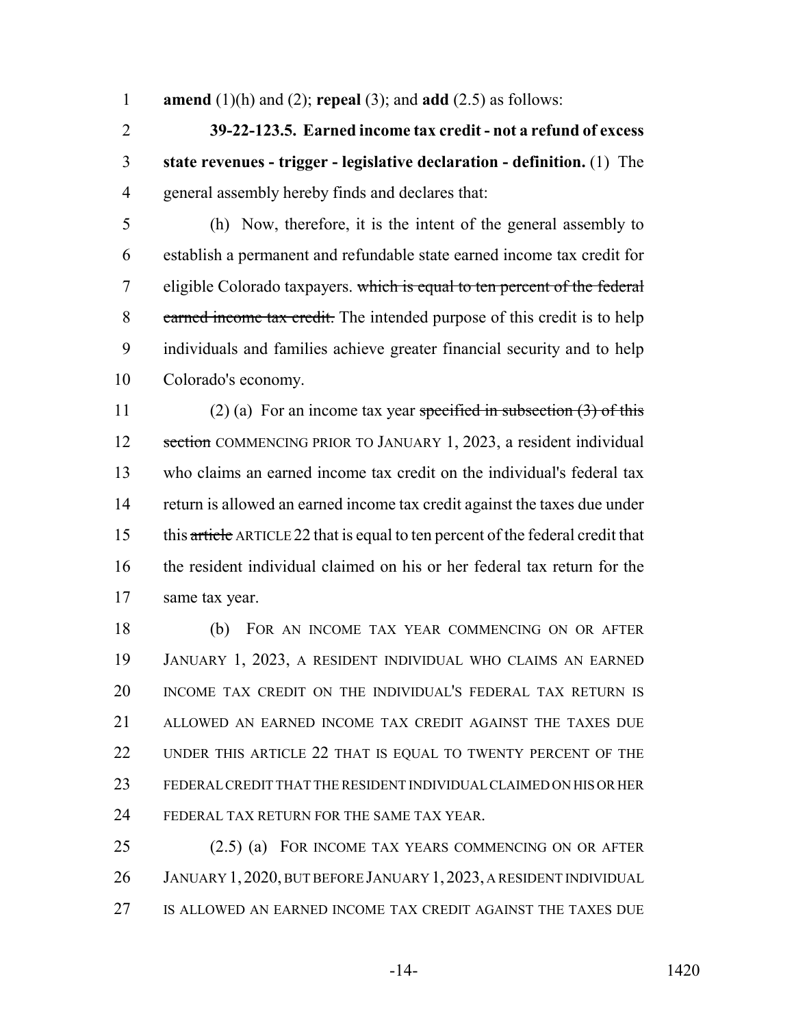**amend** (1)(h) and (2); **repeal** (3); and **add** (2.5) as follows:

**39-22-123.5. Earned income tax credit - not a refund of excess state revenues - trigger - legislative declaration - definition.** (1) The general assembly hereby finds and declares that:

(h) Now, therefore, it is the intent of the general assembly to establish a permanent and refundable state earned income tax credit for eligible Colorado taxpayers. ~~which is equal to ten percent of the federal earned income tax credit.~~ The intended purpose of this credit is to help individuals and families achieve greater financial security and to help Colorado's economy.

(2) (a) For an income tax year ~~specified in subsection (3) of this section~~ COMMENCING PRIOR TO JANUARY 1, 2023, a resident individual who claims an earned income tax credit on the individual's federal tax return is allowed an earned income tax credit against the taxes due under this ~~article~~ ARTICLE 22 that is equal to ten percent of the federal credit that the resident individual claimed on his or her federal tax return for the same tax year.

(b) FOR AN INCOME TAX YEAR COMMENCING ON OR AFTER JANUARY 1, 2023, A RESIDENT INDIVIDUAL WHO CLAIMS AN EARNED INCOME TAX CREDIT ON THE INDIVIDUAL'S FEDERAL TAX RETURN IS ALLOWED AN EARNED INCOME TAX CREDIT AGAINST THE TAXES DUE UNDER THIS ARTICLE 22 THAT IS EQUAL TO TWENTY PERCENT OF THE FEDERAL CREDIT THAT THE RESIDENT INDIVIDUAL CLAIMED ON HIS OR HER FEDERAL TAX RETURN FOR THE SAME TAX YEAR.

(2.5) (a) FOR INCOME TAX YEARS COMMENCING ON OR AFTER JANUARY 1, 2020, BUT BEFORE JANUARY 1, 2023, A RESIDENT INDIVIDUAL IS ALLOWED AN EARNED INCOME TAX CREDIT AGAINST THE TAXES DUE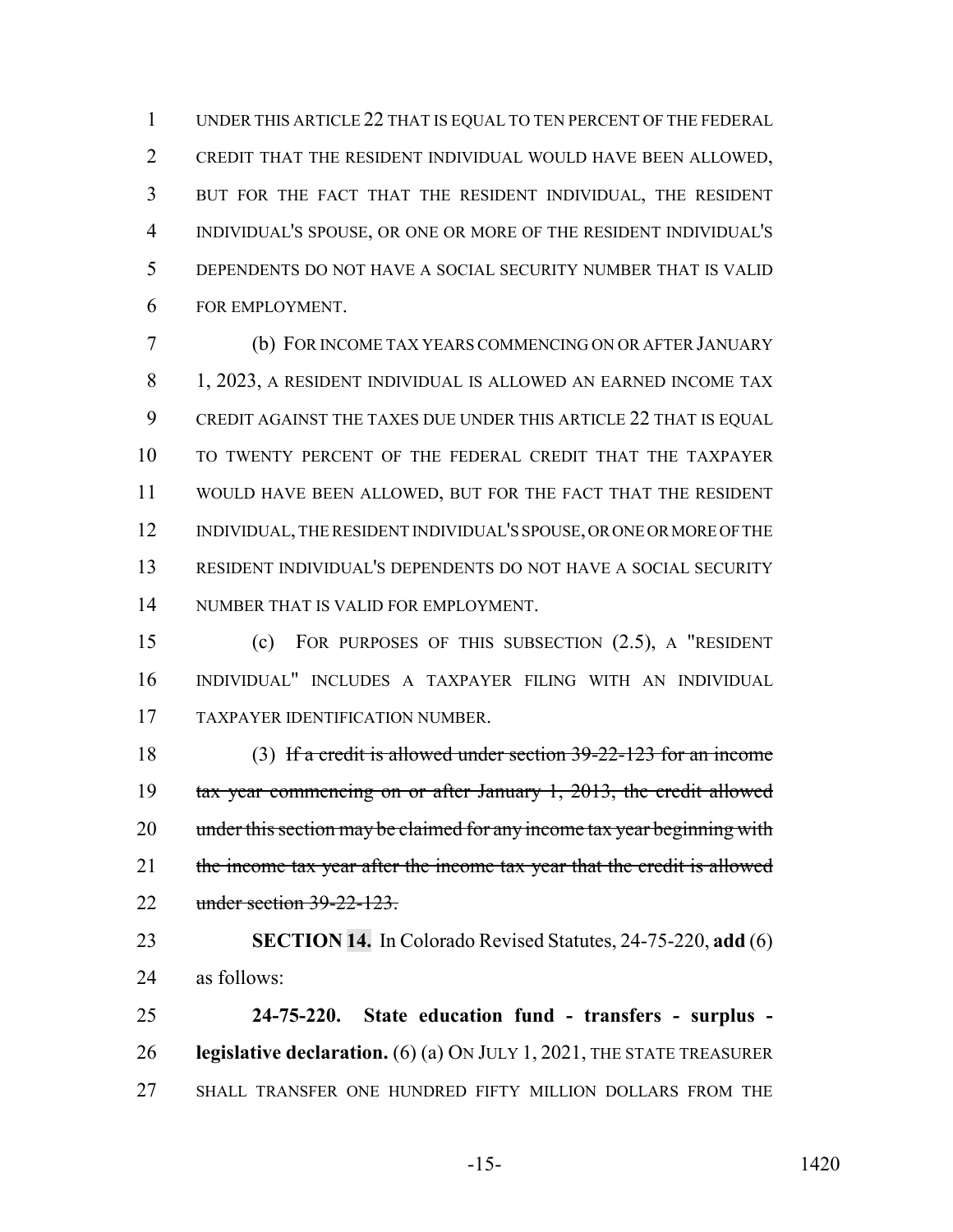UNDER THIS ARTICLE 22 THAT IS EQUAL TO TEN PERCENT OF THE FEDERAL CREDIT THAT THE RESIDENT INDIVIDUAL WOULD HAVE BEEN ALLOWED, BUT FOR THE FACT THAT THE RESIDENT INDIVIDUAL, THE RESIDENT INDIVIDUAL'S SPOUSE, OR ONE OR MORE OF THE RESIDENT INDIVIDUAL'S DEPENDENTS DO NOT HAVE A SOCIAL SECURITY NUMBER THAT IS VALID FOR EMPLOYMENT.

(b) FOR INCOME TAX YEARS COMMENCING ON OR AFTER JANUARY 1, 2023, A RESIDENT INDIVIDUAL IS ALLOWED AN EARNED INCOME TAX CREDIT AGAINST THE TAXES DUE UNDER THIS ARTICLE 22 THAT IS EQUAL TO TWENTY PERCENT OF THE FEDERAL CREDIT THAT THE TAXPAYER WOULD HAVE BEEN ALLOWED, BUT FOR THE FACT THAT THE RESIDENT INDIVIDUAL, THE RESIDENT INDIVIDUAL'S SPOUSE, OR ONE OR MORE OF THE RESIDENT INDIVIDUAL'S DEPENDENTS DO NOT HAVE A SOCIAL SECURITY NUMBER THAT IS VALID FOR EMPLOYMENT.

(c) FOR PURPOSES OF THIS SUBSECTION (2.5), A "RESIDENT INDIVIDUAL" INCLUDES A TAXPAYER FILING WITH AN INDIVIDUAL TAXPAYER IDENTIFICATION NUMBER.

(3) ~~If a credit is allowed under section 39-22-123 for an income tax year commencing on or after January 1, 2013, the credit allowed under this section may be claimed for any income tax year beginning with the income tax year after the income tax year that the credit is allowed under section 39-22-123.~~

**SECTION 14.** In Colorado Revised Statutes, 24-75-220, **add** (6) as follows:

**24-75-220. State education fund - transfers - surplus - legislative declaration.** (6) (a) ON JULY 1, 2021, THE STATE TREASURER SHALL TRANSFER ONE HUNDRED FIFTY MILLION DOLLARS FROM THE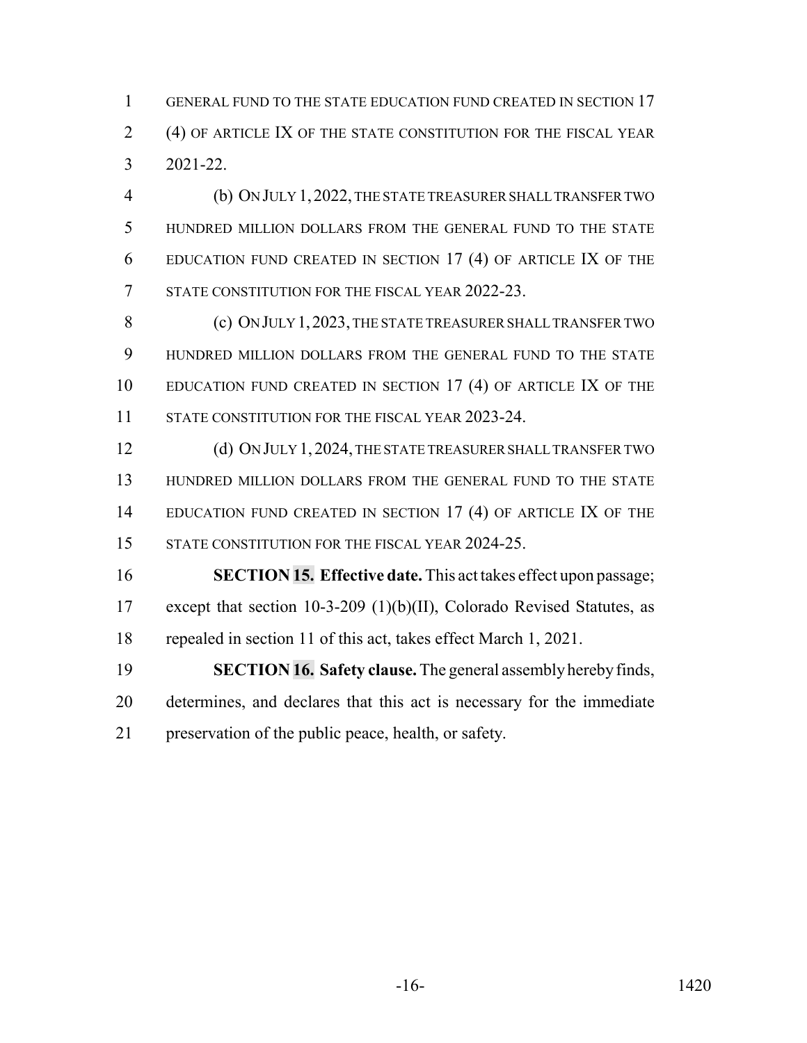GENERAL FUND TO THE STATE EDUCATION FUND CREATED IN SECTION 17 (4) OF ARTICLE IX OF THE STATE CONSTITUTION FOR THE FISCAL YEAR 2021-22.

(b) ON JULY 1, 2022, THE STATE TREASURER SHALL TRANSFER TWO HUNDRED MILLION DOLLARS FROM THE GENERAL FUND TO THE STATE EDUCATION FUND CREATED IN SECTION 17 (4) OF ARTICLE IX OF THE STATE CONSTITUTION FOR THE FISCAL YEAR 2022-23.

(c) ON JULY 1, 2023, THE STATE TREASURER SHALL TRANSFER TWO HUNDRED MILLION DOLLARS FROM THE GENERAL FUND TO THE STATE EDUCATION FUND CREATED IN SECTION 17 (4) OF ARTICLE IX OF THE STATE CONSTITUTION FOR THE FISCAL YEAR 2023-24.

(d) ON JULY 1, 2024, THE STATE TREASURER SHALL TRANSFER TWO HUNDRED MILLION DOLLARS FROM THE GENERAL FUND TO THE STATE EDUCATION FUND CREATED IN SECTION 17 (4) OF ARTICLE IX OF THE STATE CONSTITUTION FOR THE FISCAL YEAR 2024-25.

**SECTION 15. Effective date.** This act takes effect upon passage; except that section 10-3-209 (1)(b)(II), Colorado Revised Statutes, as repealed in section 11 of this act, takes effect March 1, 2021.

**SECTION 16. Safety clause.** The general assembly hereby finds, determines, and declares that this act is necessary for the immediate preservation of the public peace, health, or safety.